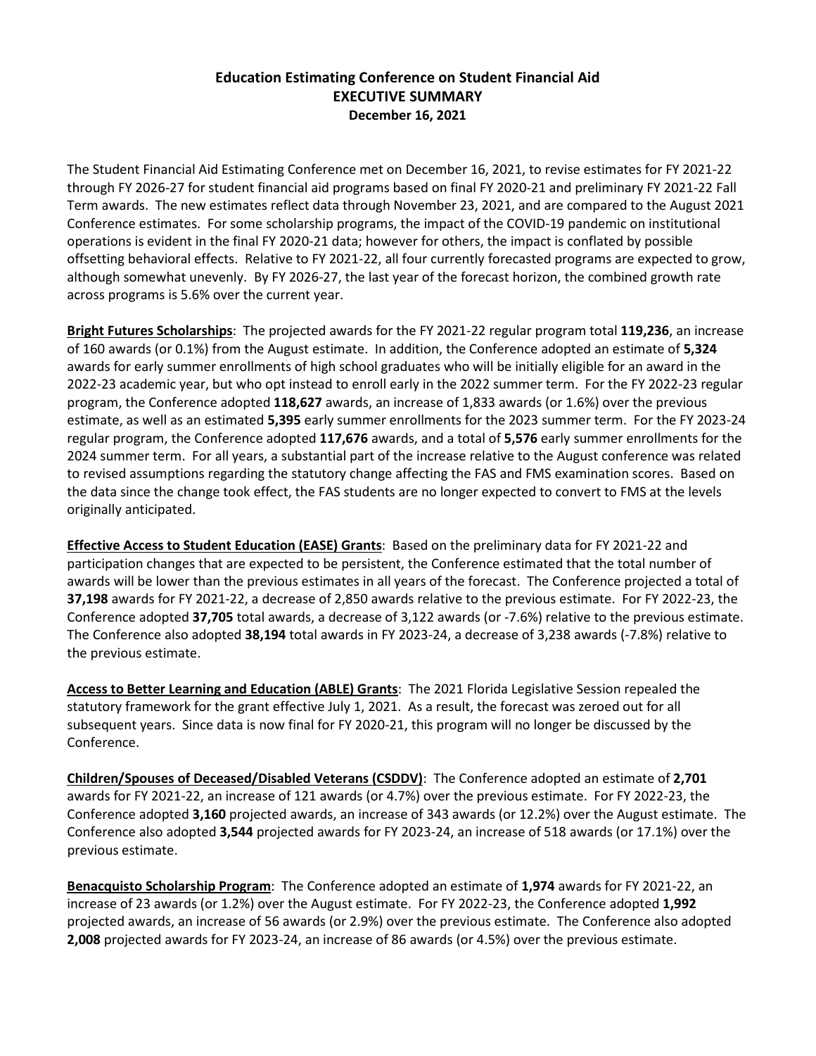# Education Estimating Conference on Student Financial Aid
## EXECUTIVE SUMMARY
### December 16, 2021

The Student Financial Aid Estimating Conference met on December 16, 2021, to revise estimates for FY 2021-22 through FY 2026-27 for student financial aid programs based on final FY 2020-21 and preliminary FY 2021-22 Fall Term awards. The new estimates reflect data through November 23, 2021, and are compared to the August 2021 Conference estimates. For some scholarship programs, the impact of the COVID-19 pandemic on institutional operations is evident in the final FY 2020-21 data; however for others, the impact is conflated by possible offsetting behavioral effects. Relative to FY 2021-22, all four currently forecasted programs are expected to grow, although somewhat unevenly. By FY 2026-27, the last year of the forecast horizon, the combined growth rate across programs is 5.6% over the current year.

**Bright Futures Scholarships**: The projected awards for the FY 2021-22 regular program total **119,236**, an increase of 160 awards (or 0.1%) from the August estimate. In addition, the Conference adopted an estimate of **5,324** awards for early summer enrollments of high school graduates who will be initially eligible for an award in the 2022-23 academic year, but who opt instead to enroll early in the 2022 summer term. For the FY 2022-23 regular program, the Conference adopted **118,627** awards, an increase of 1,833 awards (or 1.6%) over the previous estimate, as well as an estimated **5,395** early summer enrollments for the 2023 summer term. For the FY 2023-24 regular program, the Conference adopted **117,676** awards, and a total of **5,576** early summer enrollments for the 2024 summer term. For all years, a substantial part of the increase relative to the August conference was related to revised assumptions regarding the statutory change affecting the FAS and FMS examination scores. Based on the data since the change took effect, the FAS students are no longer expected to convert to FMS at the levels originally anticipated.

**Effective Access to Student Education (EASE) Grants**: Based on the preliminary data for FY 2021-22 and participation changes that are expected to be persistent, the Conference estimated that the total number of awards will be lower than the previous estimates in all years of the forecast. The Conference projected a total of **37,198** awards for FY 2021-22, a decrease of 2,850 awards relative to the previous estimate. For FY 2022-23, the Conference adopted **37,705** total awards, a decrease of 3,122 awards (or -7.6%) relative to the previous estimate. The Conference also adopted **38,194** total awards in FY 2023-24, a decrease of 3,238 awards (-7.8%) relative to the previous estimate.

**Access to Better Learning and Education (ABLE) Grants**: The 2021 Florida Legislative Session repealed the statutory framework for the grant effective July 1, 2021. As a result, the forecast was zeroed out for all subsequent years. Since data is now final for FY 2020-21, this program will no longer be discussed by the Conference.

**Children/Spouses of Deceased/Disabled Veterans (CSDDV)**: The Conference adopted an estimate of **2,701** awards for FY 2021-22, an increase of 121 awards (or 4.7%) over the previous estimate. For FY 2022-23, the Conference adopted **3,160** projected awards, an increase of 343 awards (or 12.2%) over the August estimate. The Conference also adopted **3,544** projected awards for FY 2023-24, an increase of 518 awards (or 17.1%) over the previous estimate.

**Benacquisto Scholarship Program**: The Conference adopted an estimate of **1,974** awards for FY 2021-22, an increase of 23 awards (or 1.2%) over the August estimate. For FY 2022-23, the Conference adopted **1,992** projected awards, an increase of 56 awards (or 2.9%) over the previous estimate. The Conference also adopted **2,008** projected awards for FY 2023-24, an increase of 86 awards (or 4.5%) over the previous estimate.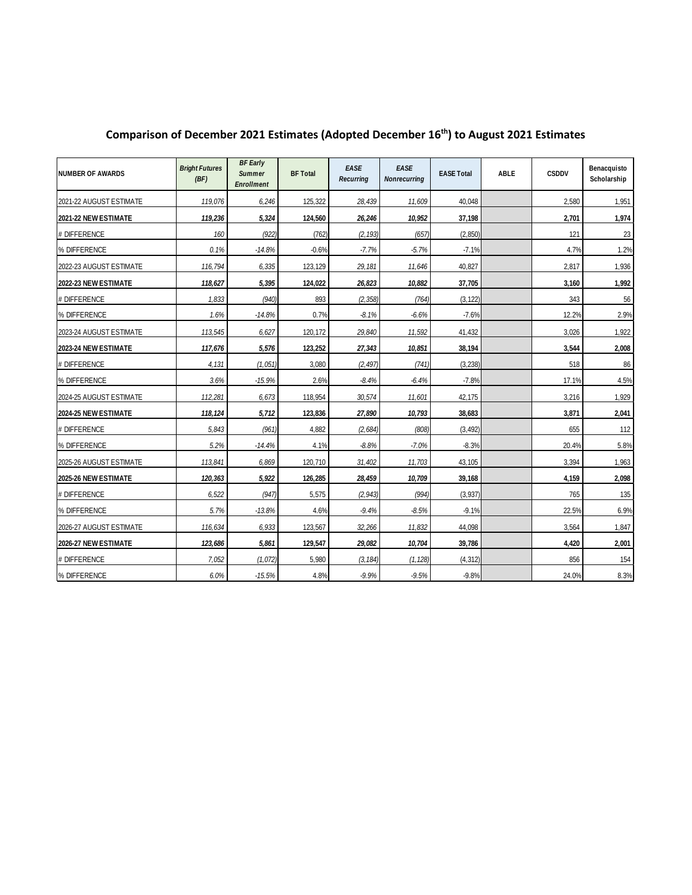## Comparison of December 2021 Estimates (Adopted December 16th) to August 2021 Estimates

| NUMBER OF AWARDS | *Bright Futures (BF)* | *BF Early Summer Enrollment* | BF Total | *EASE Recurring* | *EASE Nonrecurring* | EASE Total | ABLE | CSDDV | Benacquisto Scholarship |
|---|---|---|---|---|---|---|---|---|---|
| 2021-22 AUGUST ESTIMATE | *119,076* | *6,246* | 125,322 | *28,439* | *11,609* | 40,048 | | 2,580 | 1,951 |
| **2021-22 NEW ESTIMATE** | ***119,236*** | ***5,324*** | **124,560** | ***26,246*** | ***10,952*** | **37,198** | | **2,701** | **1,974** |
| # DIFFERENCE | *160* | *(922)* | (762) | *(2,193)* | *(657)* | (2,850) | | 121 | 23 |
| % DIFFERENCE | *0.1%* | *-14.8%* | -0.6% | *-7.7%* | *-5.7%* | -7.1% | | 4.7% | 1.2% |
| 2022-23 AUGUST ESTIMATE | *116,794* | *6,335* | 123,129 | *29,181* | *11,646* | 40,827 | | 2,817 | 1,936 |
| **2022-23 NEW ESTIMATE** | ***118,627*** | ***5,395*** | **124,022** | ***26,823*** | ***10,882*** | **37,705** | | **3,160** | **1,992** |
| # DIFFERENCE | *1,833* | *(940)* | 893 | *(2,358)* | *(764)* | (3,122) | | 343 | 56 |
| % DIFFERENCE | *1.6%* | *-14.8%* | 0.7% | *-8.1%* | *-6.6%* | -7.6% | | 12.2% | 2.9% |
| 2023-24 AUGUST ESTIMATE | *113,545* | *6,627* | 120,172 | *29,840* | *11,592* | 41,432 | | 3,026 | 1,922 |
| **2023-24 NEW ESTIMATE** | ***117,676*** | ***5,576*** | **123,252** | ***27,343*** | ***10,851*** | **38,194** | | **3,544** | **2,008** |
| # DIFFERENCE | *4,131* | *(1,051)* | 3,080 | *(2,497)* | *(741)* | (3,238) | | 518 | 86 |
| % DIFFERENCE | *3.6%* | *-15.9%* | 2.6% | *-8.4%* | *-6.4%* | -7.8% | | 17.1% | 4.5% |
| 2024-25 AUGUST ESTIMATE | *112,281* | *6,673* | 118,954 | *30,574* | *11,601* | 42,175 | | 3,216 | 1,929 |
| **2024-25 NEW ESTIMATE** | ***118,124*** | ***5,712*** | **123,836** | ***27,890*** | ***10,793*** | **38,683** | | **3,871** | **2,041** |
| # DIFFERENCE | *5,843* | *(961)* | 4,882 | *(2,684)* | *(808)* | (3,492) | | 655 | 112 |
| % DIFFERENCE | *5.2%* | *-14.4%* | 4.1% | *-8.8%* | *-7.0%* | -8.3% | | 20.4% | 5.8% |
| 2025-26 AUGUST ESTIMATE | *113,841* | *6,869* | 120,710 | *31,402* | *11,703* | 43,105 | | 3,394 | 1,963 |
| **2025-26 NEW ESTIMATE** | ***120,363*** | ***5,922*** | **126,285** | ***28,459*** | ***10,709*** | **39,168** | | **4,159** | **2,098** |
| # DIFFERENCE | *6,522* | *(947)* | 5,575 | *(2,943)* | *(994)* | (3,937) | | 765 | 135 |
| % DIFFERENCE | *5.7%* | *-13.8%* | 4.6% | *-9.4%* | *-8.5%* | -9.1% | | 22.5% | 6.9% |
| 2026-27 AUGUST ESTIMATE | *116,634* | *6,933* | 123,567 | *32,266* | *11,832* | 44,098 | | 3,564 | 1,847 |
| **2026-27 NEW ESTIMATE** | ***123,686*** | ***5,861*** | **129,547** | ***29,082*** | ***10,704*** | **39,786** | | **4,420** | **2,001** |
| # DIFFERENCE | *7,052* | *(1,072)* | 5,980 | *(3,184)* | *(1,128)* | (4,312) | | 856 | 154 |
| % DIFFERENCE | *6.0%* | *-15.5%* | 4.8% | *-9.9%* | *-9.5%* | -9.8% | | 24.0% | 8.3% |